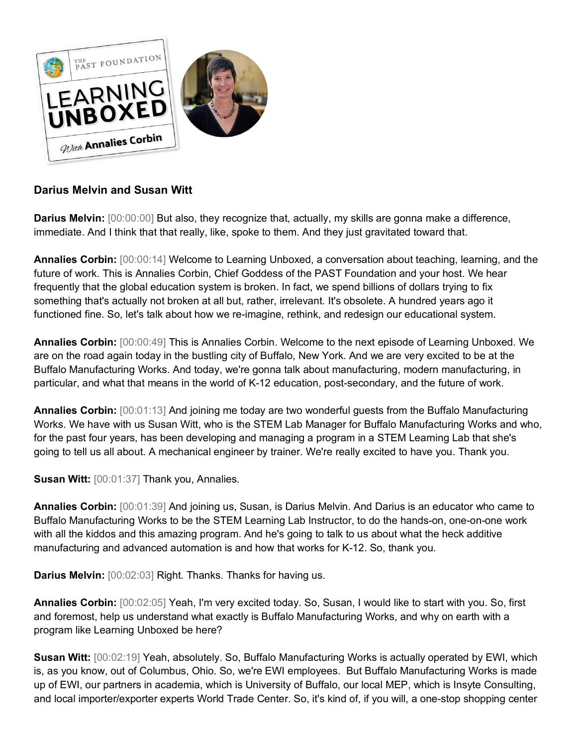**Darius Melvin and Susan Witt**

**Darius Melvin:** [00:00:00] But also, they recognize that, actually, my skills are gonna make a difference, immediate. And I think that that really, like, spoke to them. And they just gravitated toward that.

**Annalies Corbin:** [00:00:14] Welcome to Learning Unboxed, a conversation about teaching, learning, and the future of work. This is Annalies Corbin, Chief Goddess of the PAST Foundation and your host. We hear frequently that the global education system is broken. In fact, we spend billions of dollars trying to fix something that's actually not broken at all but, rather, irrelevant. It's obsolete. A hundred years ago it functioned fine. So, let's talk about how we re-imagine, rethink, and redesign our educational system.

**Annalies Corbin:** [00:00:49] This is Annalies Corbin. Welcome to the next episode of Learning Unboxed. We are on the road again today in the bustling city of Buffalo, New York. And we are very excited to be at the Buffalo Manufacturing Works. And today, we're gonna talk about manufacturing, modern manufacturing, in particular, and what that means in the world of K-12 education, post-secondary, and the future of work.

**Annalies Corbin:** [00:01:13] And joining me today are two wonderful guests from the Buffalo Manufacturing Works. We have with us Susan Witt, who is the STEM Lab Manager for Buffalo Manufacturing Works and who, for the past four years, has been developing and managing a program in a STEM Learning Lab that she's going to tell us all about. A mechanical engineer by trainer. We're really excited to have you. Thank you.

**Susan Witt:** [00:01:37] Thank you, Annalies.

**Annalies Corbin:** [00:01:39] And joining us, Susan, is Darius Melvin. And Darius is an educator who came to Buffalo Manufacturing Works to be the STEM Learning Lab Instructor, to do the hands-on, one-on-one work with all the kiddos and this amazing program. And he's going to talk to us about what the heck additive manufacturing and advanced automation is and how that works for K-12. So, thank you.

**Darius Melvin:** [00:02:03] Right. Thanks. Thanks for having us.

**Annalies Corbin:** [00:02:05] Yeah, I'm very excited today. So, Susan, I would like to start with you. So, first and foremost, help us understand what exactly is Buffalo Manufacturing Works, and why on earth with a program like Learning Unboxed be here?

**Susan Witt:** [00:02:19] Yeah, absolutely. So, Buffalo Manufacturing Works is actually operated by EWI, which is, as you know, out of Columbus, Ohio. So, we're EWI employees. But Buffalo Manufacturing Works is made up of EWI, our partners in academia, which is University of Buffalo, our local MEP, which is Insyte Consulting, and local importer/exporter experts World Trade Center. So, it's kind of, if you will, a one-stop shopping center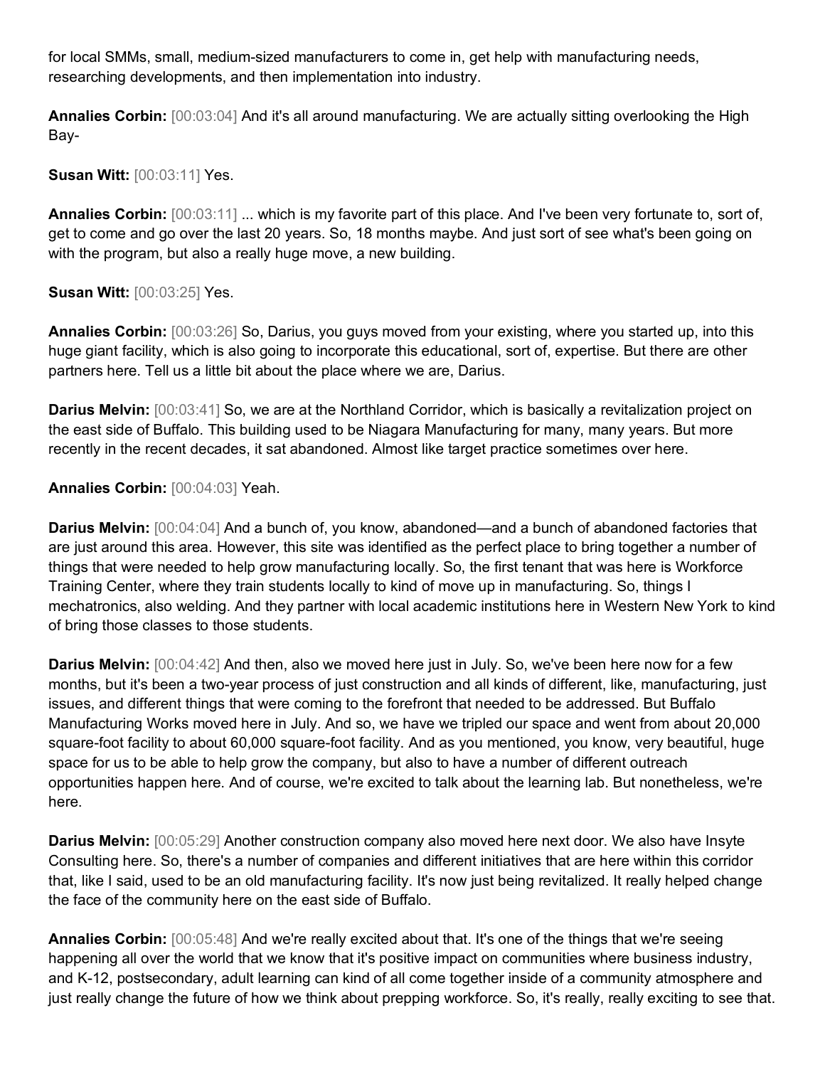for local SMMs, small, medium-sized manufacturers to come in, get help with manufacturing needs, researching developments, and then implementation into industry.

**Annalies Corbin:** [00:03:04] And it's all around manufacturing. We are actually sitting overlooking the High Bay-

**Susan Witt:** [00:03:11] Yes.

**Annalies Corbin:** [00:03:11] ... which is my favorite part of this place. And I've been very fortunate to, sort of, get to come and go over the last 20 years. So, 18 months maybe. And just sort of see what's been going on with the program, but also a really huge move, a new building.

**Susan Witt:** [00:03:25] Yes.

**Annalies Corbin:** [00:03:26] So, Darius, you guys moved from your existing, where you started up, into this huge giant facility, which is also going to incorporate this educational, sort of, expertise. But there are other partners here. Tell us a little bit about the place where we are, Darius.

**Darius Melvin:** [00:03:41] So, we are at the Northland Corridor, which is basically a revitalization project on the east side of Buffalo. This building used to be Niagara Manufacturing for many, many years. But more recently in the recent decades, it sat abandoned. Almost like target practice sometimes over here.

**Annalies Corbin:** [00:04:03] Yeah.

**Darius Melvin:** [00:04:04] And a bunch of, you know, abandoned—and a bunch of abandoned factories that are just around this area. However, this site was identified as the perfect place to bring together a number of things that were needed to help grow manufacturing locally. So, the first tenant that was here is Workforce Training Center, where they train students locally to kind of move up in manufacturing. So, things I mechatronics, also welding. And they partner with local academic institutions here in Western New York to kind of bring those classes to those students.

**Darius Melvin:** [00:04:42] And then, also we moved here just in July. So, we've been here now for a few months, but it's been a two-year process of just construction and all kinds of different, like, manufacturing, just issues, and different things that were coming to the forefront that needed to be addressed. But Buffalo Manufacturing Works moved here in July. And so, we have we tripled our space and went from about 20,000 square-foot facility to about 60,000 square-foot facility. And as you mentioned, you know, very beautiful, huge space for us to be able to help grow the company, but also to have a number of different outreach opportunities happen here. And of course, we're excited to talk about the learning lab. But nonetheless, we're here.

**Darius Melvin:** [00:05:29] Another construction company also moved here next door. We also have Insyte Consulting here. So, there's a number of companies and different initiatives that are here within this corridor that, like I said, used to be an old manufacturing facility. It's now just being revitalized. It really helped change the face of the community here on the east side of Buffalo.

**Annalies Corbin:** [00:05:48] And we're really excited about that. It's one of the things that we're seeing happening all over the world that we know that it's positive impact on communities where business industry, and K-12, postsecondary, adult learning can kind of all come together inside of a community atmosphere and just really change the future of how we think about prepping workforce. So, it's really, really exciting to see that.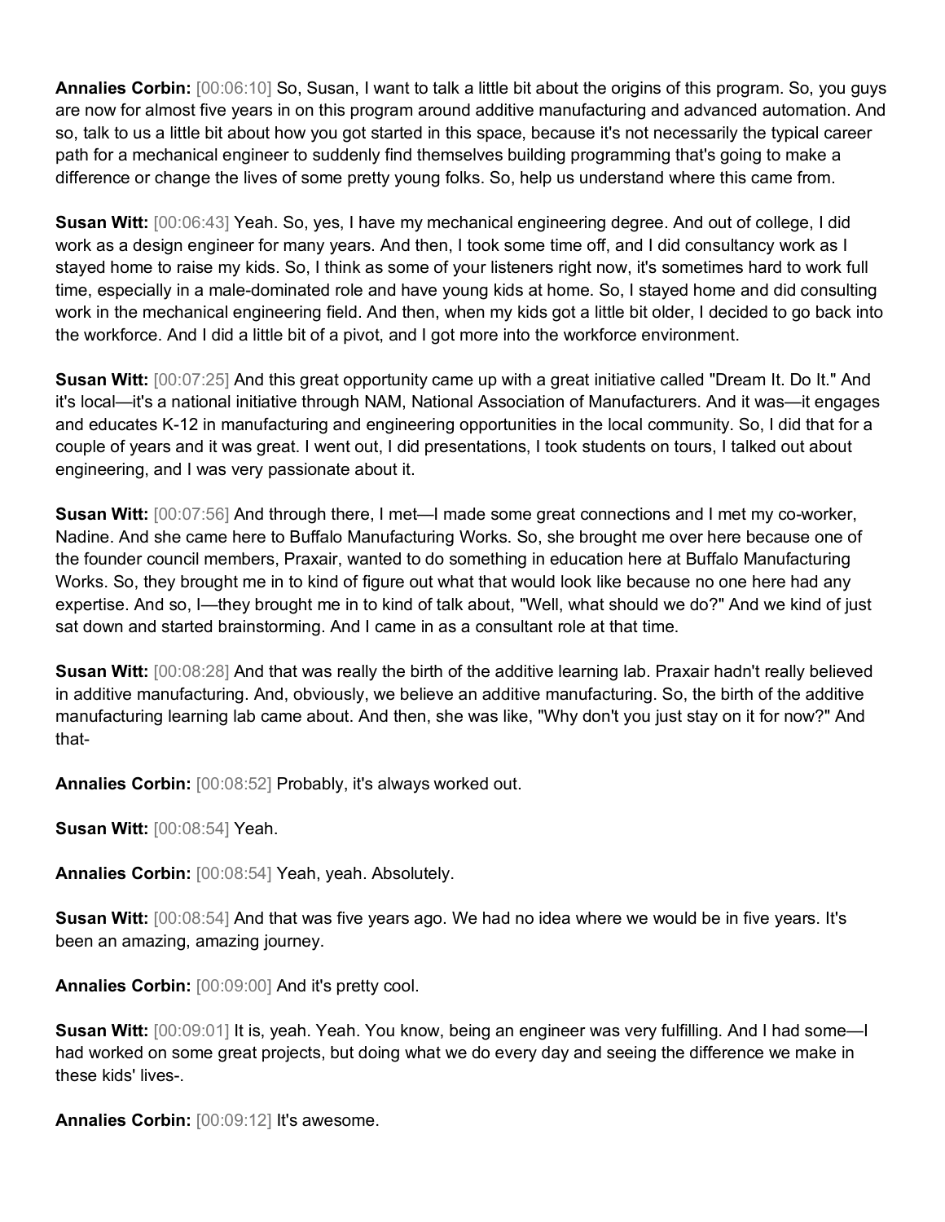**Annalies Corbin:** [00:06:10] So, Susan, I want to talk a little bit about the origins of this program. So, you guys are now for almost five years in on this program around additive manufacturing and advanced automation. And so, talk to us a little bit about how you got started in this space, because it's not necessarily the typical career path for a mechanical engineer to suddenly find themselves building programming that's going to make a difference or change the lives of some pretty young folks. So, help us understand where this came from.

**Susan Witt:** [00:06:43] Yeah. So, yes, I have my mechanical engineering degree. And out of college, I did work as a design engineer for many years. And then, I took some time off, and I did consultancy work as I stayed home to raise my kids. So, I think as some of your listeners right now, it's sometimes hard to work full time, especially in a male-dominated role and have young kids at home. So, I stayed home and did consulting work in the mechanical engineering field. And then, when my kids got a little bit older, I decided to go back into the workforce. And I did a little bit of a pivot, and I got more into the workforce environment.

**Susan Witt:** [00:07:25] And this great opportunity came up with a great initiative called "Dream It. Do It." And it's local—it's a national initiative through NAM, National Association of Manufacturers. And it was—it engages and educates K-12 in manufacturing and engineering opportunities in the local community. So, I did that for a couple of years and it was great. I went out, I did presentations, I took students on tours, I talked out about engineering, and I was very passionate about it.

**Susan Witt:** [00:07:56] And through there, I met—I made some great connections and I met my co-worker, Nadine. And she came here to Buffalo Manufacturing Works. So, she brought me over here because one of the founder council members, Praxair, wanted to do something in education here at Buffalo Manufacturing Works. So, they brought me in to kind of figure out what that would look like because no one here had any expertise. And so, I—they brought me in to kind of talk about, "Well, what should we do?" And we kind of just sat down and started brainstorming. And I came in as a consultant role at that time.

**Susan Witt:** [00:08:28] And that was really the birth of the additive learning lab. Praxair hadn't really believed in additive manufacturing. And, obviously, we believe an additive manufacturing. So, the birth of the additive manufacturing learning lab came about. And then, she was like, "Why don't you just stay on it for now?" And that-

**Annalies Corbin:** [00:08:52] Probably, it's always worked out.

**Susan Witt:** [00:08:54] Yeah.

**Annalies Corbin:** [00:08:54] Yeah, yeah. Absolutely.

**Susan Witt:** [00:08:54] And that was five years ago. We had no idea where we would be in five years. It's been an amazing, amazing journey.

**Annalies Corbin:** [00:09:00] And it's pretty cool.

**Susan Witt:** [00:09:01] It is, yeah. Yeah. You know, being an engineer was very fulfilling. And I had some—I had worked on some great projects, but doing what we do every day and seeing the difference we make in these kids' lives-.

**Annalies Corbin:** [00:09:12] It's awesome.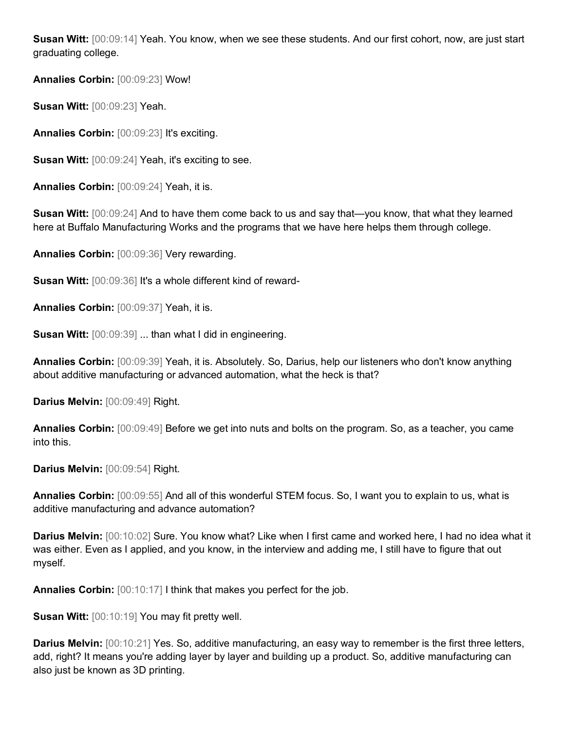**Susan Witt:** [00:09:14] Yeah. You know, when we see these students. And our first cohort, now, are just start graduating college.

**Annalies Corbin:** [00:09:23] Wow!

**Susan Witt:** [00:09:23] Yeah.

**Annalies Corbin:** [00:09:23] It's exciting.

**Susan Witt:** [00:09:24] Yeah, it's exciting to see.

**Annalies Corbin:** [00:09:24] Yeah, it is.

**Susan Witt:** [00:09:24] And to have them come back to us and say that—you know, that what they learned here at Buffalo Manufacturing Works and the programs that we have here helps them through college.

**Annalies Corbin:** [00:09:36] Very rewarding.

**Susan Witt:** [00:09:36] It's a whole different kind of reward-

**Annalies Corbin:** [00:09:37] Yeah, it is.

**Susan Witt:** [00:09:39] ... than what I did in engineering.

**Annalies Corbin:** [00:09:39] Yeah, it is. Absolutely. So, Darius, help our listeners who don't know anything about additive manufacturing or advanced automation, what the heck is that?

**Darius Melvin:** [00:09:49] Right.

**Annalies Corbin:** [00:09:49] Before we get into nuts and bolts on the program. So, as a teacher, you came into this.

**Darius Melvin:** [00:09:54] Right.

**Annalies Corbin:** [00:09:55] And all of this wonderful STEM focus. So, I want you to explain to us, what is additive manufacturing and advance automation?

**Darius Melvin:** [00:10:02] Sure. You know what? Like when I first came and worked here, I had no idea what it was either. Even as I applied, and you know, in the interview and adding me, I still have to figure that out myself.

**Annalies Corbin:** [00:10:17] I think that makes you perfect for the job.

**Susan Witt:** [00:10:19] You may fit pretty well.

**Darius Melvin:** [00:10:21] Yes. So, additive manufacturing, an easy way to remember is the first three letters, add, right? It means you're adding layer by layer and building up a product. So, additive manufacturing can also just be known as 3D printing.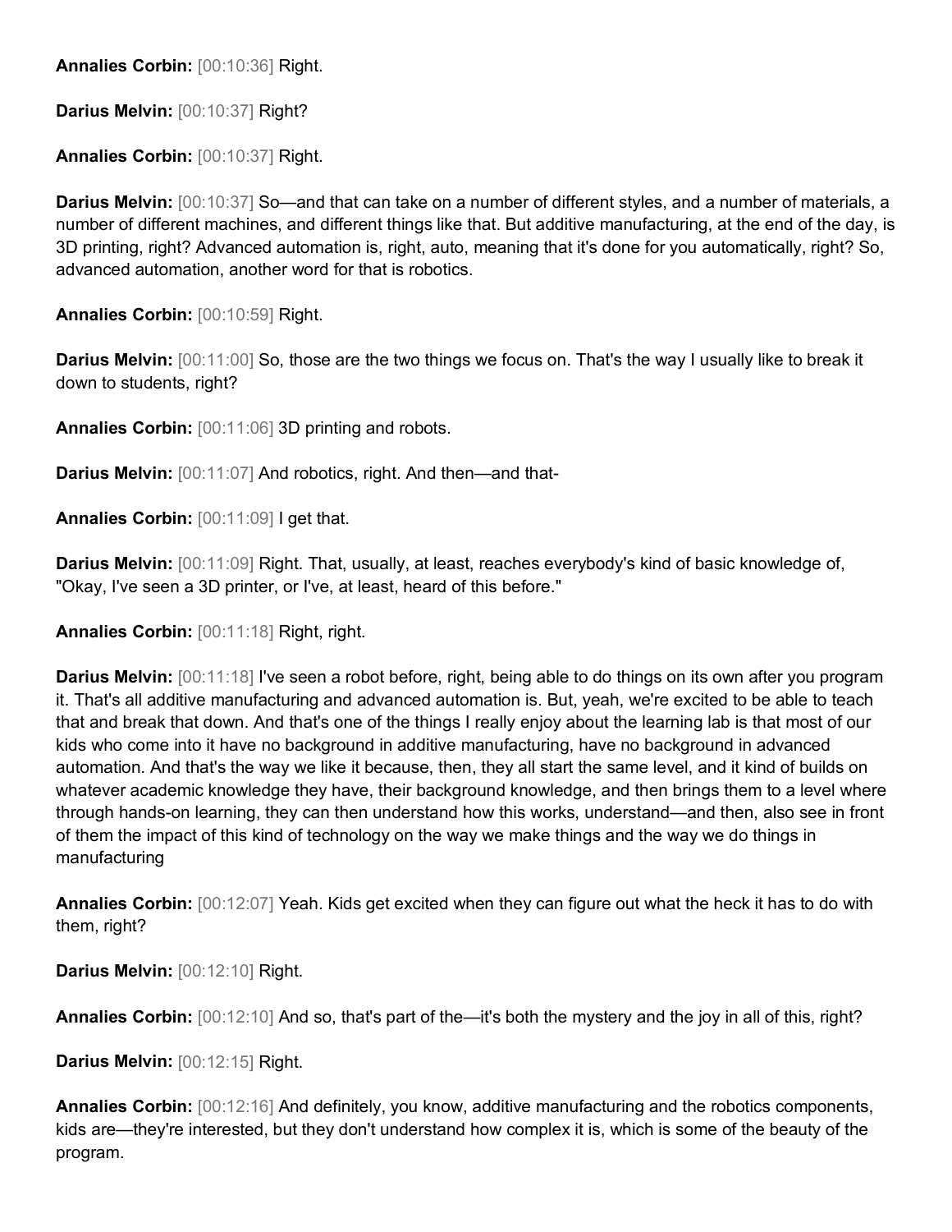**Annalies Corbin:** [00:10:36] Right.

**Darius Melvin:** [00:10:37] Right?

**Annalies Corbin:** [00:10:37] Right.

**Darius Melvin:** [00:10:37] So—and that can take on a number of different styles, and a number of materials, a number of different machines, and different things like that. But additive manufacturing, at the end of the day, is 3D printing, right? Advanced automation is, right, auto, meaning that it's done for you automatically, right? So, advanced automation, another word for that is robotics.

**Annalies Corbin:** [00:10:59] Right.

**Darius Melvin:** [00:11:00] So, those are the two things we focus on. That's the way I usually like to break it down to students, right?

**Annalies Corbin:** [00:11:06] 3D printing and robots.

**Darius Melvin:** [00:11:07] And robotics, right. And then—and that-

**Annalies Corbin:** [00:11:09] I get that.

**Darius Melvin:** [00:11:09] Right. That, usually, at least, reaches everybody's kind of basic knowledge of, "Okay, I've seen a 3D printer, or I've, at least, heard of this before."

**Annalies Corbin:** [00:11:18] Right, right.

**Darius Melvin:** [00:11:18] I've seen a robot before, right, being able to do things on its own after you program it. That's all additive manufacturing and advanced automation is. But, yeah, we're excited to be able to teach that and break that down. And that's one of the things I really enjoy about the learning lab is that most of our kids who come into it have no background in additive manufacturing, have no background in advanced automation. And that's the way we like it because, then, they all start the same level, and it kind of builds on whatever academic knowledge they have, their background knowledge, and then brings them to a level where through hands-on learning, they can then understand how this works, understand—and then, also see in front of them the impact of this kind of technology on the way we make things and the way we do things in manufacturing

**Annalies Corbin:** [00:12:07] Yeah. Kids get excited when they can figure out what the heck it has to do with them, right?

**Darius Melvin:** [00:12:10] Right.

**Annalies Corbin:** [00:12:10] And so, that's part of the—it's both the mystery and the joy in all of this, right?

**Darius Melvin:** [00:12:15] Right.

**Annalies Corbin:** [00:12:16] And definitely, you know, additive manufacturing and the robotics components, kids are—they're interested, but they don't understand how complex it is, which is some of the beauty of the program.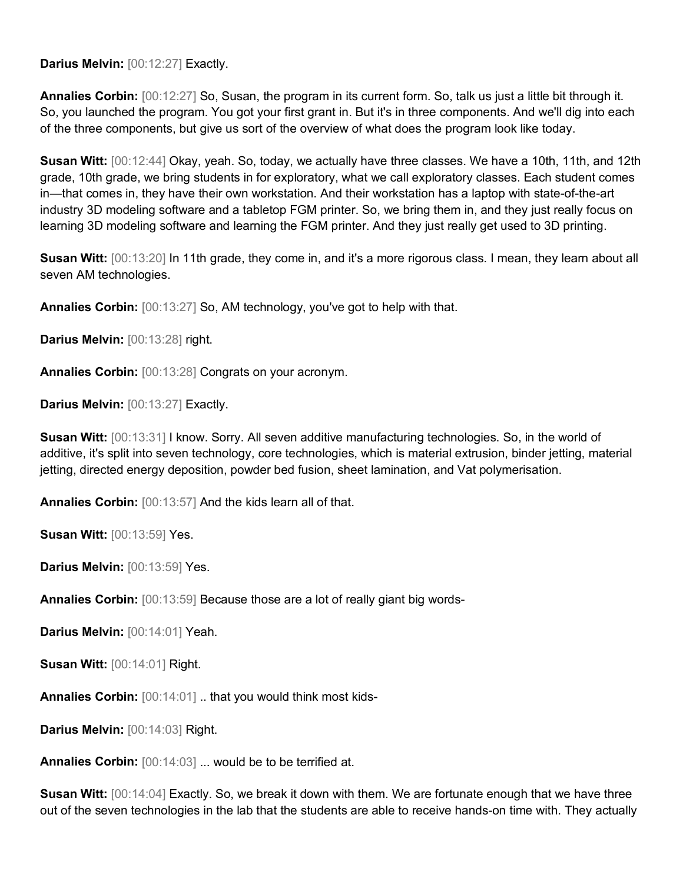**Darius Melvin:** [00:12:27] Exactly.

**Annalies Corbin:** [00:12:27] So, Susan, the program in its current form. So, talk us just a little bit through it. So, you launched the program. You got your first grant in. But it's in three components. And we'll dig into each of the three components, but give us sort of the overview of what does the program look like today.

**Susan Witt:** [00:12:44] Okay, yeah. So, today, we actually have three classes. We have a 10th, 11th, and 12th grade, 10th grade, we bring students in for exploratory, what we call exploratory classes. Each student comes in—that comes in, they have their own workstation. And their workstation has a laptop with state-of-the-art industry 3D modeling software and a tabletop FGM printer. So, we bring them in, and they just really focus on learning 3D modeling software and learning the FGM printer. And they just really get used to 3D printing.

**Susan Witt:** [00:13:20] In 11th grade, they come in, and it's a more rigorous class. I mean, they learn about all seven AM technologies.

**Annalies Corbin:** [00:13:27] So, AM technology, you've got to help with that.

**Darius Melvin:** [00:13:28] right.

**Annalies Corbin:** [00:13:28] Congrats on your acronym.

**Darius Melvin:** [00:13:27] Exactly.

**Susan Witt:** [00:13:31] I know. Sorry. All seven additive manufacturing technologies. So, in the world of additive, it's split into seven technology, core technologies, which is material extrusion, binder jetting, material jetting, directed energy deposition, powder bed fusion, sheet lamination, and Vat polymerisation.

**Annalies Corbin:** [00:13:57] And the kids learn all of that.

**Susan Witt:** [00:13:59] Yes.

**Darius Melvin:** [00:13:59] Yes.

**Annalies Corbin:** [00:13:59] Because those are a lot of really giant big words-

**Darius Melvin:** [00:14:01] Yeah.

**Susan Witt:** [00:14:01] Right.

**Annalies Corbin:** [00:14:01] .. that you would think most kids-

**Darius Melvin:** [00:14:03] Right.

**Annalies Corbin:** [00:14:03] ... would be to be terrified at.

**Susan Witt:** [00:14:04] Exactly. So, we break it down with them. We are fortunate enough that we have three out of the seven technologies in the lab that the students are able to receive hands-on time with. They actually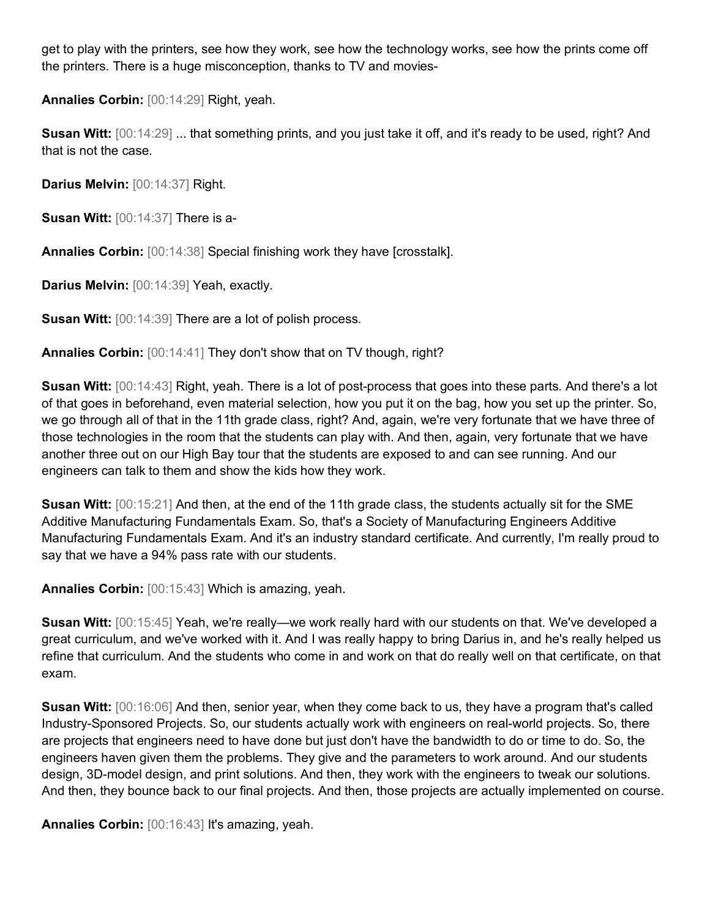get to play with the printers, see how they work, see how the technology works, see how the prints come off the printers. There is a huge misconception, thanks to TV and movies-

**Annalies Corbin:** [00:14:29] Right, yeah.

**Susan Witt:** [00:14:29] ... that something prints, and you just take it off, and it's ready to be used, right? And that is not the case.

**Darius Melvin:** [00:14:37] Right.

**Susan Witt:** [00:14:37] There is a-

**Annalies Corbin:** [00:14:38] Special finishing work they have [crosstalk].

**Darius Melvin:** [00:14:39] Yeah, exactly.

**Susan Witt:** [00:14:39] There are a lot of polish process.

**Annalies Corbin:** [00:14:41] They don't show that on TV though, right?

**Susan Witt:** [00:14:43] Right, yeah. There is a lot of post-process that goes into these parts. And there's a lot of that goes in beforehand, even material selection, how you put it on the bag, how you set up the printer. So, we go through all of that in the 11th grade class, right? And, again, we're very fortunate that we have three of those technologies in the room that the students can play with. And then, again, very fortunate that we have another three out on our High Bay tour that the students are exposed to and can see running. And our engineers can talk to them and show the kids how they work.

**Susan Witt:** [00:15:21] And then, at the end of the 11th grade class, the students actually sit for the SME Additive Manufacturing Fundamentals Exam. So, that's a Society of Manufacturing Engineers Additive Manufacturing Fundamentals Exam. And it's an industry standard certificate. And currently, I'm really proud to say that we have a 94% pass rate with our students.

**Annalies Corbin:** [00:15:43] Which is amazing, yeah.

**Susan Witt:** [00:15:45] Yeah, we're really—we work really hard with our students on that. We've developed a great curriculum, and we've worked with it. And I was really happy to bring Darius in, and he's really helped us refine that curriculum. And the students who come in and work on that do really well on that certificate, on that exam.

**Susan Witt:** [00:16:06] And then, senior year, when they come back to us, they have a program that's called Industry-Sponsored Projects. So, our students actually work with engineers on real-world projects. So, there are projects that engineers need to have done but just don't have the bandwidth to do or time to do. So, the engineers haven given them the problems. They give and the parameters to work around. And our students design, 3D-model design, and print solutions. And then, they work with the engineers to tweak our solutions. And then, they bounce back to our final projects. And then, those projects are actually implemented on course.

**Annalies Corbin:** [00:16:43] It's amazing, yeah.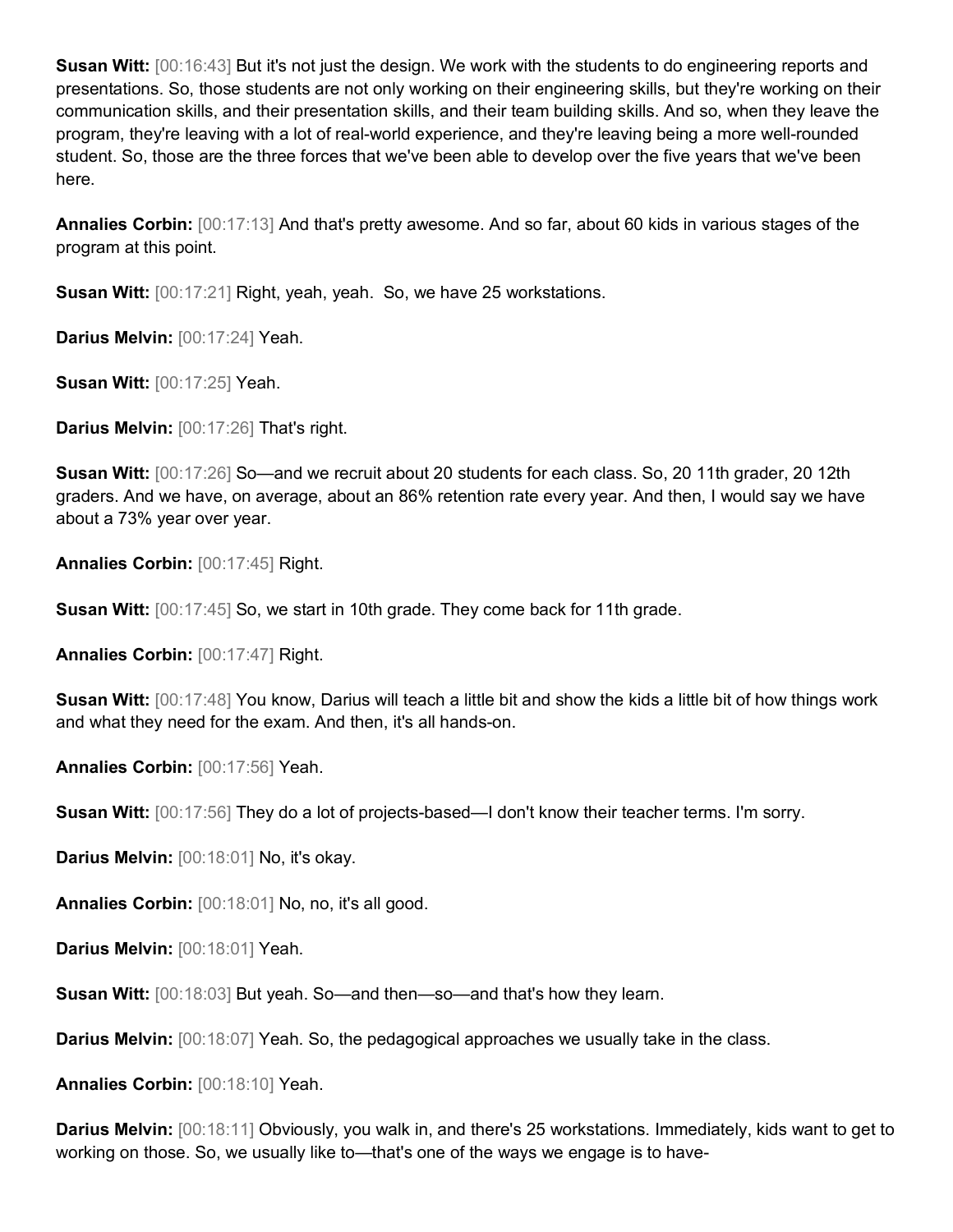**Susan Witt:** [00:16:43] But it's not just the design. We work with the students to do engineering reports and presentations. So, those students are not only working on their engineering skills, but they're working on their communication skills, and their presentation skills, and their team building skills. And so, when they leave the program, they're leaving with a lot of real-world experience, and they're leaving being a more well-rounded student. So, those are the three forces that we've been able to develop over the five years that we've been here.

**Annalies Corbin:** [00:17:13] And that's pretty awesome. And so far, about 60 kids in various stages of the program at this point.

**Susan Witt:** [00:17:21] Right, yeah, yeah. So, we have 25 workstations.

**Darius Melvin:** [00:17:24] Yeah.

**Susan Witt:** [00:17:25] Yeah.

**Darius Melvin:** [00:17:26] That's right.

**Susan Witt:** [00:17:26] So—and we recruit about 20 students for each class. So, 20 11th grader, 20 12th graders. And we have, on average, about an 86% retention rate every year. And then, I would say we have about a 73% year over year.

**Annalies Corbin:** [00:17:45] Right.

**Susan Witt:** [00:17:45] So, we start in 10th grade. They come back for 11th grade.

**Annalies Corbin:** [00:17:47] Right.

**Susan Witt:** [00:17:48] You know, Darius will teach a little bit and show the kids a little bit of how things work and what they need for the exam. And then, it's all hands-on.

**Annalies Corbin:** [00:17:56] Yeah.

**Susan Witt:** [00:17:56] They do a lot of projects-based—I don't know their teacher terms. I'm sorry.

**Darius Melvin:** [00:18:01] No, it's okay.

**Annalies Corbin:** [00:18:01] No, no, it's all good.

**Darius Melvin:** [00:18:01] Yeah.

**Susan Witt:** [00:18:03] But yeah. So—and then—so—and that's how they learn.

**Darius Melvin:** [00:18:07] Yeah. So, the pedagogical approaches we usually take in the class.

**Annalies Corbin:** [00:18:10] Yeah.

**Darius Melvin:** [00:18:11] Obviously, you walk in, and there's 25 workstations. Immediately, kids want to get to working on those. So, we usually like to—that's one of the ways we engage is to have-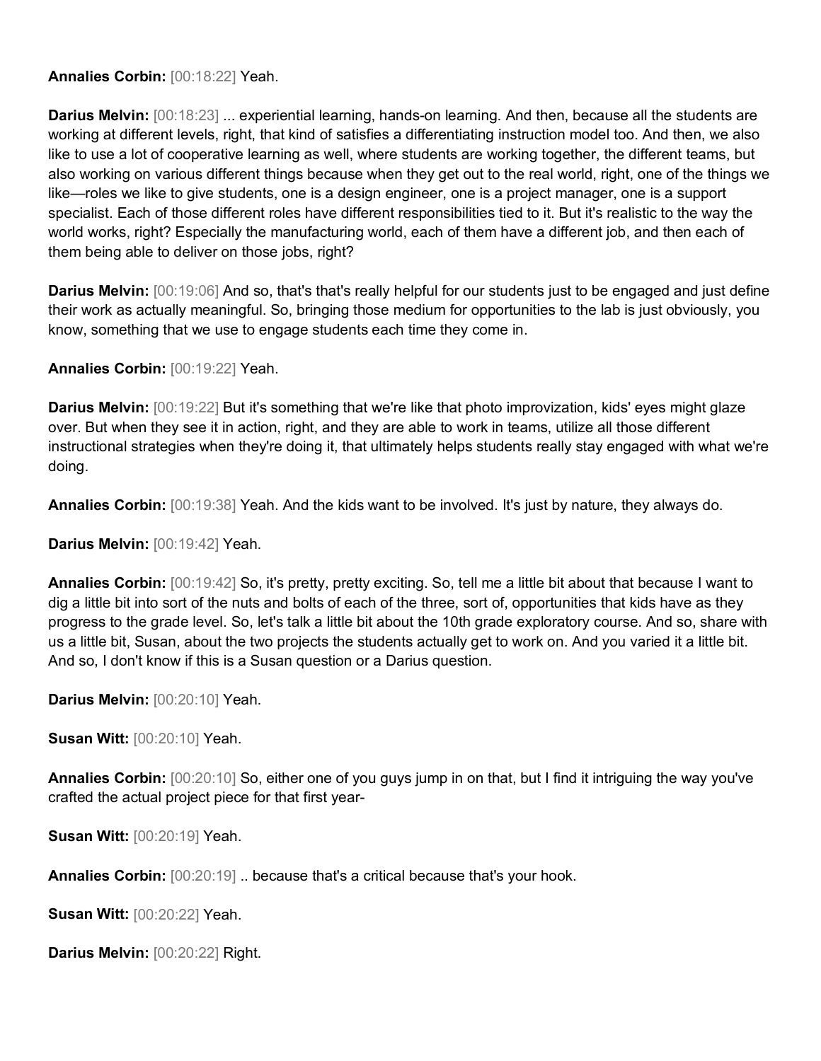**Annalies Corbin:** [00:18:22] Yeah.

**Darius Melvin:** [00:18:23] ... experiential learning, hands-on learning. And then, because all the students are working at different levels, right, that kind of satisfies a differentiating instruction model too. And then, we also like to use a lot of cooperative learning as well, where students are working together, the different teams, but also working on various different things because when they get out to the real world, right, one of the things we like—roles we like to give students, one is a design engineer, one is a project manager, one is a support specialist. Each of those different roles have different responsibilities tied to it. But it's realistic to the way the world works, right? Especially the manufacturing world, each of them have a different job, and then each of them being able to deliver on those jobs, right?

**Darius Melvin:** [00:19:06] And so, that's that's really helpful for our students just to be engaged and just define their work as actually meaningful. So, bringing those medium for opportunities to the lab is just obviously, you know, something that we use to engage students each time they come in.

**Annalies Corbin:** [00:19:22] Yeah.

**Darius Melvin:** [00:19:22] But it's something that we're like that photo improvization, kids' eyes might glaze over. But when they see it in action, right, and they are able to work in teams, utilize all those different instructional strategies when they're doing it, that ultimately helps students really stay engaged with what we're doing.

**Annalies Corbin:** [00:19:38] Yeah. And the kids want to be involved. It's just by nature, they always do.

**Darius Melvin:** [00:19:42] Yeah.

**Annalies Corbin:** [00:19:42] So, it's pretty, pretty exciting. So, tell me a little bit about that because I want to dig a little bit into sort of the nuts and bolts of each of the three, sort of, opportunities that kids have as they progress to the grade level. So, let's talk a little bit about the 10th grade exploratory course. And so, share with us a little bit, Susan, about the two projects the students actually get to work on. And you varied it a little bit. And so, I don't know if this is a Susan question or a Darius question.

**Darius Melvin:** [00:20:10] Yeah.

**Susan Witt:** [00:20:10] Yeah.

**Annalies Corbin:** [00:20:10] So, either one of you guys jump in on that, but I find it intriguing the way you've crafted the actual project piece for that first year-

**Susan Witt:** [00:20:19] Yeah.

**Annalies Corbin:** [00:20:19] .. because that's a critical because that's your hook.

**Susan Witt:** [00:20:22] Yeah.

**Darius Melvin:** [00:20:22] Right.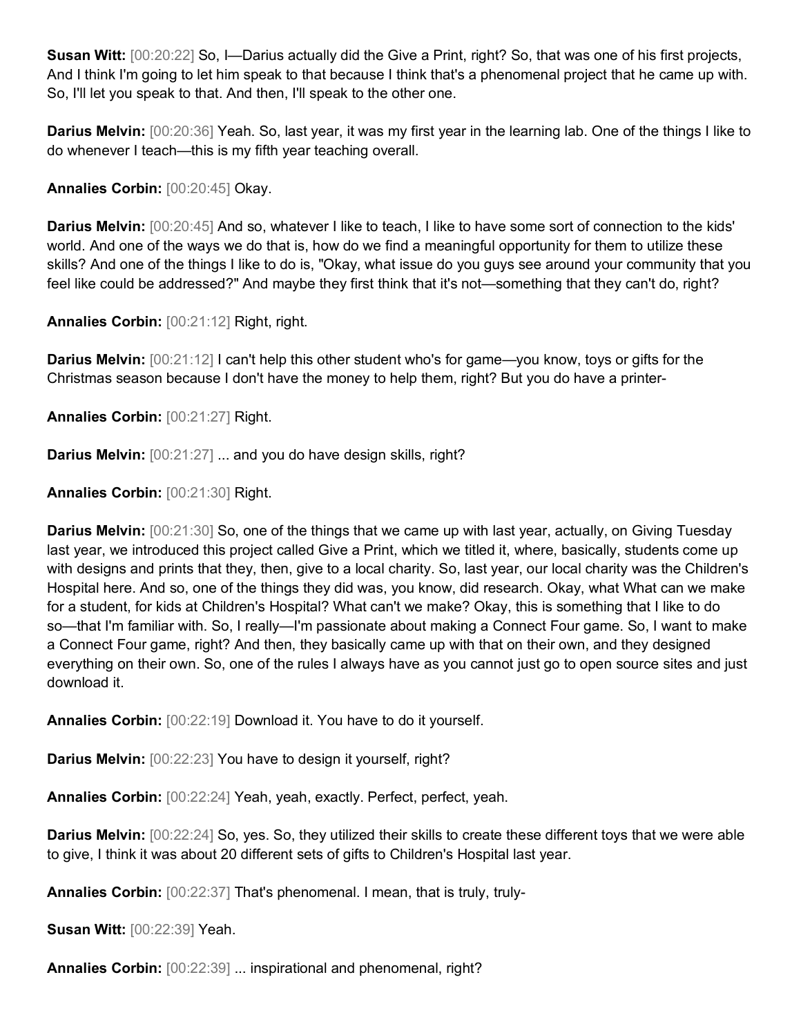**Susan Witt:** [00:20:22] So, I—Darius actually did the Give a Print, right? So, that was one of his first projects, And I think I'm going to let him speak to that because I think that's a phenomenal project that he came up with. So, I'll let you speak to that. And then, I'll speak to the other one.

**Darius Melvin:** [00:20:36] Yeah. So, last year, it was my first year in the learning lab. One of the things I like to do whenever I teach—this is my fifth year teaching overall.

**Annalies Corbin:** [00:20:45] Okay.

**Darius Melvin:** [00:20:45] And so, whatever I like to teach, I like to have some sort of connection to the kids' world. And one of the ways we do that is, how do we find a meaningful opportunity for them to utilize these skills? And one of the things I like to do is, "Okay, what issue do you guys see around your community that you feel like could be addressed?" And maybe they first think that it's not—something that they can't do, right?

**Annalies Corbin:** [00:21:12] Right, right.

**Darius Melvin:** [00:21:12] I can't help this other student who's for game—you know, toys or gifts for the Christmas season because I don't have the money to help them, right? But you do have a printer-

**Annalies Corbin:** [00:21:27] Right.

**Darius Melvin:** [00:21:27] ... and you do have design skills, right?

**Annalies Corbin:** [00:21:30] Right.

**Darius Melvin:** [00:21:30] So, one of the things that we came up with last year, actually, on Giving Tuesday last year, we introduced this project called Give a Print, which we titled it, where, basically, students come up with designs and prints that they, then, give to a local charity. So, last year, our local charity was the Children's Hospital here. And so, one of the things they did was, you know, did research. Okay, what What can we make for a student, for kids at Children's Hospital? What can't we make? Okay, this is something that I like to do so—that I'm familiar with. So, I really—I'm passionate about making a Connect Four game. So, I want to make a Connect Four game, right? And then, they basically came up with that on their own, and they designed everything on their own. So, one of the rules I always have as you cannot just go to open source sites and just download it.

**Annalies Corbin:** [00:22:19] Download it. You have to do it yourself.

**Darius Melvin:** [00:22:23] You have to design it yourself, right?

**Annalies Corbin:** [00:22:24] Yeah, yeah, exactly. Perfect, perfect, yeah.

**Darius Melvin:** [00:22:24] So, yes. So, they utilized their skills to create these different toys that we were able to give, I think it was about 20 different sets of gifts to Children's Hospital last year.

**Annalies Corbin:** [00:22:37] That's phenomenal. I mean, that is truly, truly-

**Susan Witt:** [00:22:39] Yeah.

**Annalies Corbin:** [00:22:39] ... inspirational and phenomenal, right?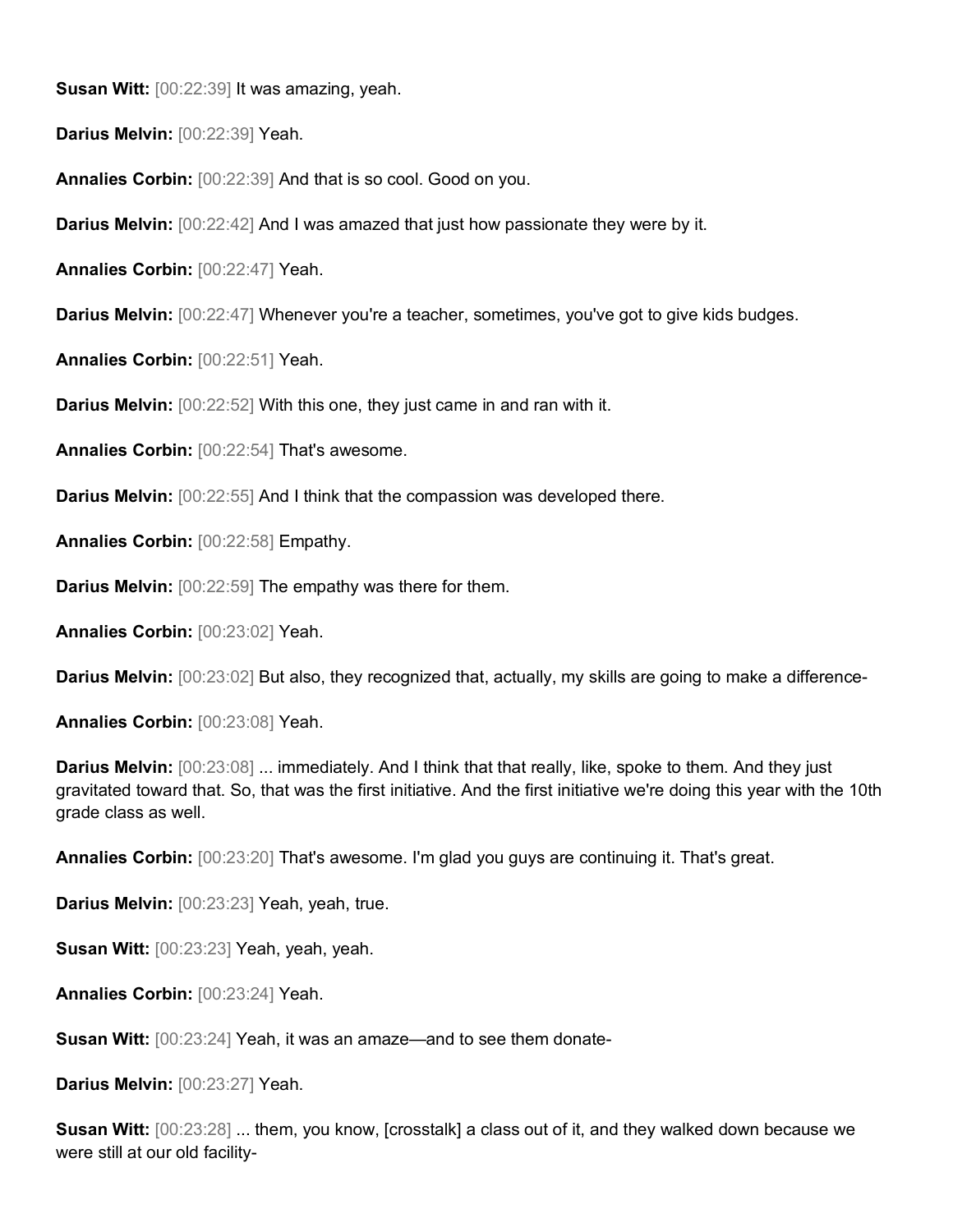**Susan Witt:** [00:22:39] It was amazing, yeah.

**Darius Melvin:** [00:22:39] Yeah.

**Annalies Corbin:** [00:22:39] And that is so cool. Good on you.

**Darius Melvin:** [00:22:42] And I was amazed that just how passionate they were by it.

**Annalies Corbin:** [00:22:47] Yeah.

**Darius Melvin:** [00:22:47] Whenever you're a teacher, sometimes, you've got to give kids budges.

**Annalies Corbin:** [00:22:51] Yeah.

**Darius Melvin:** [00:22:52] With this one, they just came in and ran with it.

**Annalies Corbin:** [00:22:54] That's awesome.

**Darius Melvin:** [00:22:55] And I think that the compassion was developed there.

**Annalies Corbin:** [00:22:58] Empathy.

**Darius Melvin:** [00:22:59] The empathy was there for them.

**Annalies Corbin:** [00:23:02] Yeah.

**Darius Melvin:** [00:23:02] But also, they recognized that, actually, my skills are going to make a difference-

**Annalies Corbin:** [00:23:08] Yeah.

**Darius Melvin:** [00:23:08] ... immediately. And I think that that really, like, spoke to them. And they just gravitated toward that. So, that was the first initiative. And the first initiative we're doing this year with the 10th grade class as well.

**Annalies Corbin:** [00:23:20] That's awesome. I'm glad you guys are continuing it. That's great.

**Darius Melvin:** [00:23:23] Yeah, yeah, true.

**Susan Witt:** [00:23:23] Yeah, yeah, yeah.

**Annalies Corbin:** [00:23:24] Yeah.

**Susan Witt:** [00:23:24] Yeah, it was an amaze—and to see them donate-

**Darius Melvin:** [00:23:27] Yeah.

**Susan Witt:** [00:23:28] ... them, you know, [crosstalk] a class out of it, and they walked down because we were still at our old facility-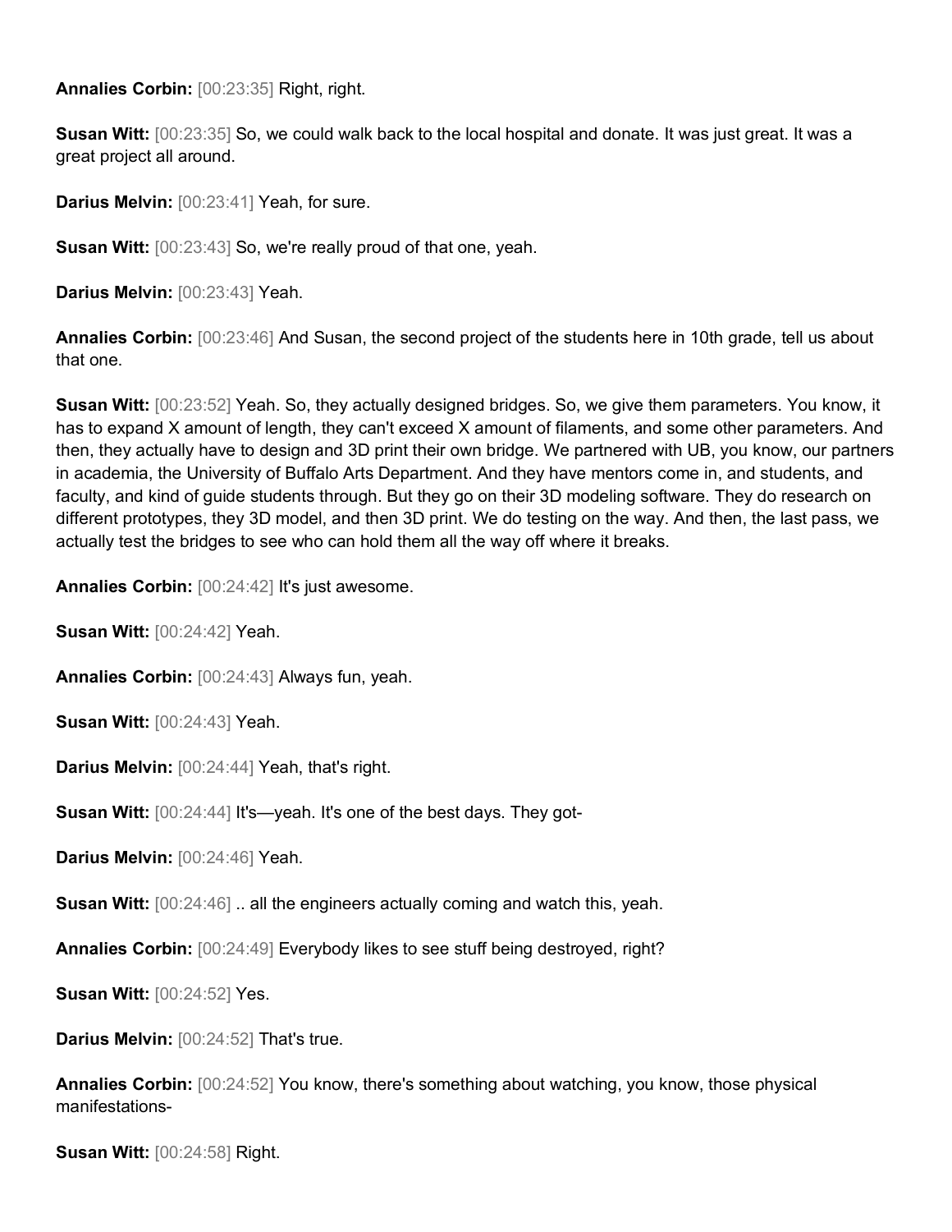**Annalies Corbin:** [00:23:35] Right, right.

**Susan Witt:** [00:23:35] So, we could walk back to the local hospital and donate. It was just great. It was a great project all around.

**Darius Melvin:** [00:23:41] Yeah, for sure.

**Susan Witt:** [00:23:43] So, we're really proud of that one, yeah.

**Darius Melvin:** [00:23:43] Yeah.

**Annalies Corbin:** [00:23:46] And Susan, the second project of the students here in 10th grade, tell us about that one.

**Susan Witt:** [00:23:52] Yeah. So, they actually designed bridges. So, we give them parameters. You know, it has to expand X amount of length, they can't exceed X amount of filaments, and some other parameters. And then, they actually have to design and 3D print their own bridge. We partnered with UB, you know, our partners in academia, the University of Buffalo Arts Department. And they have mentors come in, and students, and faculty, and kind of guide students through. But they go on their 3D modeling software. They do research on different prototypes, they 3D model, and then 3D print. We do testing on the way. And then, the last pass, we actually test the bridges to see who can hold them all the way off where it breaks.

**Annalies Corbin:** [00:24:42] It's just awesome.

**Susan Witt:** [00:24:42] Yeah.

**Annalies Corbin:** [00:24:43] Always fun, yeah.

**Susan Witt:** [00:24:43] Yeah.

**Darius Melvin:** [00:24:44] Yeah, that's right.

**Susan Witt:** [00:24:44] It's—yeah. It's one of the best days. They got-

**Darius Melvin:** [00:24:46] Yeah.

**Susan Witt:** [00:24:46] .. all the engineers actually coming and watch this, yeah.

**Annalies Corbin:** [00:24:49] Everybody likes to see stuff being destroyed, right?

**Susan Witt:** [00:24:52] Yes.

**Darius Melvin:** [00:24:52] That's true.

**Annalies Corbin:** [00:24:52] You know, there's something about watching, you know, those physical manifestations-

**Susan Witt:** [00:24:58] Right.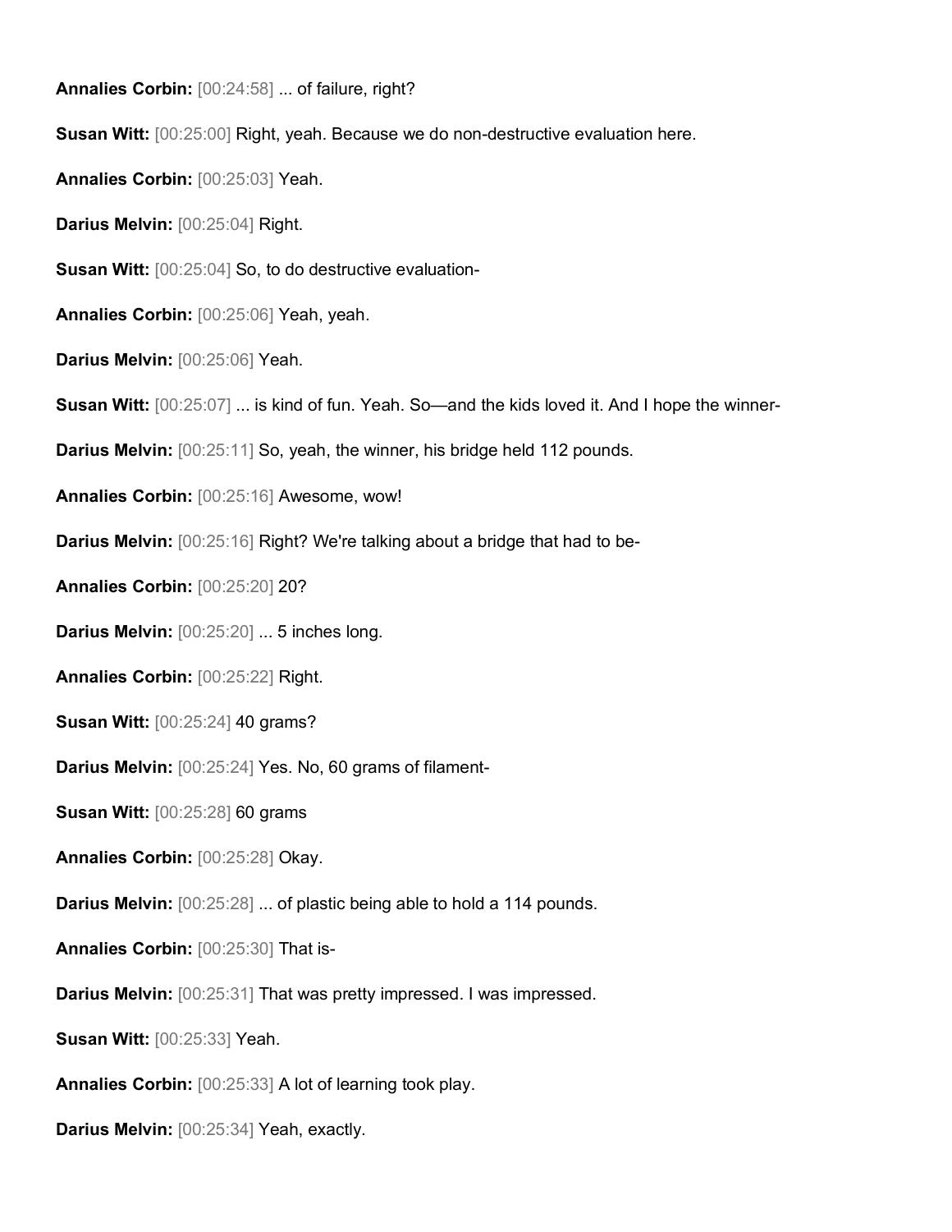**Annalies Corbin:** [00:24:58] ... of failure, right?

**Susan Witt:** [00:25:00] Right, yeah. Because we do non-destructive evaluation here.

**Annalies Corbin:** [00:25:03] Yeah.

**Darius Melvin:** [00:25:04] Right.

**Susan Witt:** [00:25:04] So, to do destructive evaluation-

**Annalies Corbin:** [00:25:06] Yeah, yeah.

**Darius Melvin:** [00:25:06] Yeah.

**Susan Witt:** [00:25:07] ... is kind of fun. Yeah. So—and the kids loved it. And I hope the winner-

**Darius Melvin:** [00:25:11] So, yeah, the winner, his bridge held 112 pounds.

**Annalies Corbin:** [00:25:16] Awesome, wow!

**Darius Melvin:** [00:25:16] Right? We're talking about a bridge that had to be-

**Annalies Corbin:** [00:25:20] 20?

**Darius Melvin:** [00:25:20] ... 5 inches long.

**Annalies Corbin:** [00:25:22] Right.

**Susan Witt:** [00:25:24] 40 grams?

**Darius Melvin:** [00:25:24] Yes. No, 60 grams of filament-

**Susan Witt:** [00:25:28] 60 grams

**Annalies Corbin:** [00:25:28] Okay.

**Darius Melvin:** [00:25:28] ... of plastic being able to hold a 114 pounds.

**Annalies Corbin:** [00:25:30] That is-

**Darius Melvin:** [00:25:31] That was pretty impressed. I was impressed.

**Susan Witt:** [00:25:33] Yeah.

**Annalies Corbin:** [00:25:33] A lot of learning took play.

**Darius Melvin:** [00:25:34] Yeah, exactly.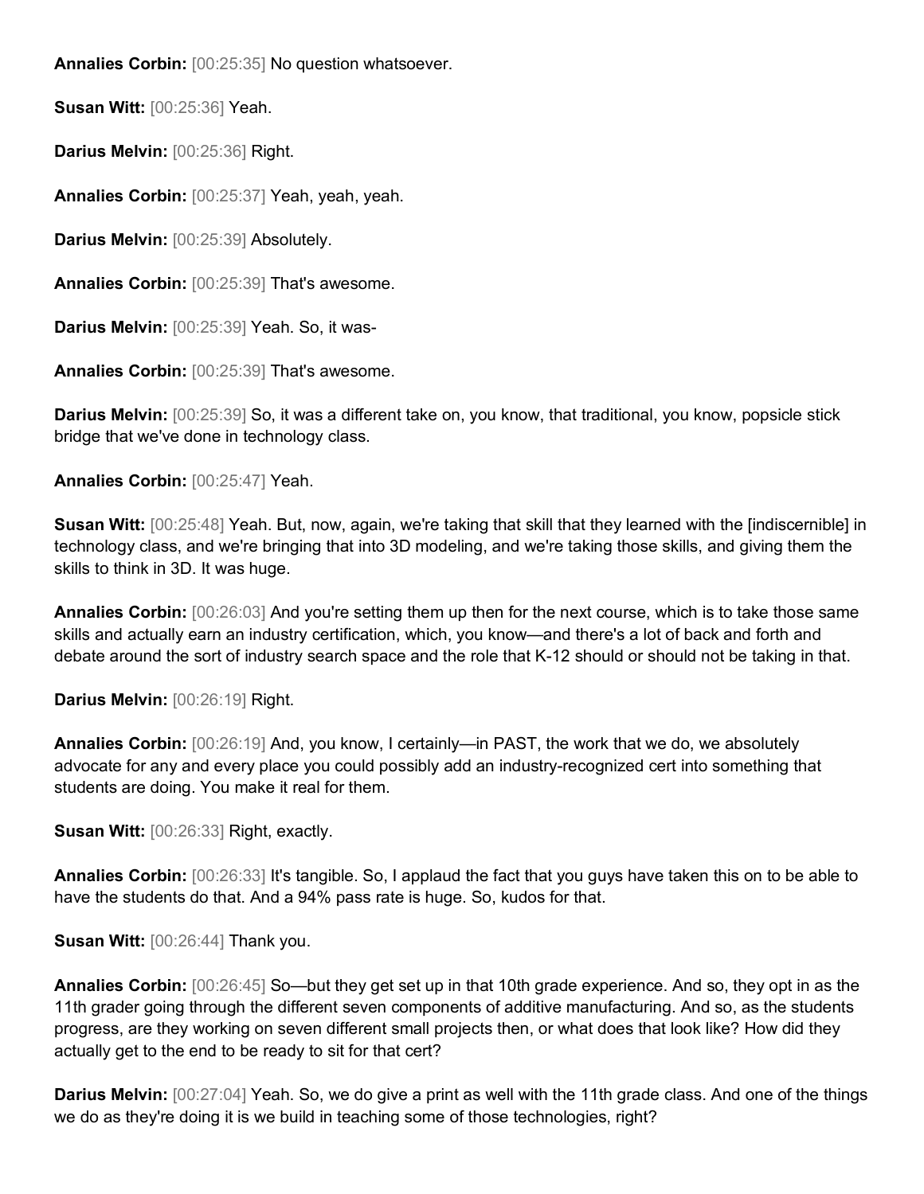**Annalies Corbin:** [00:25:35] No question whatsoever.

**Susan Witt:** [00:25:36] Yeah.

**Darius Melvin:** [00:25:36] Right.

**Annalies Corbin:** [00:25:37] Yeah, yeah, yeah.

**Darius Melvin:** [00:25:39] Absolutely.

**Annalies Corbin:** [00:25:39] That's awesome.

**Darius Melvin:** [00:25:39] Yeah. So, it was-

**Annalies Corbin:** [00:25:39] That's awesome.

**Darius Melvin:** [00:25:39] So, it was a different take on, you know, that traditional, you know, popsicle stick bridge that we've done in technology class.

**Annalies Corbin:** [00:25:47] Yeah.

**Susan Witt:** [00:25:48] Yeah. But, now, again, we're taking that skill that they learned with the [indiscernible] in technology class, and we're bringing that into 3D modeling, and we're taking those skills, and giving them the skills to think in 3D. It was huge.

**Annalies Corbin:** [00:26:03] And you're setting them up then for the next course, which is to take those same skills and actually earn an industry certification, which, you know—and there's a lot of back and forth and debate around the sort of industry search space and the role that K-12 should or should not be taking in that.

**Darius Melvin:** [00:26:19] Right.

**Annalies Corbin:** [00:26:19] And, you know, I certainly—in PAST, the work that we do, we absolutely advocate for any and every place you could possibly add an industry-recognized cert into something that students are doing. You make it real for them.

**Susan Witt:** [00:26:33] Right, exactly.

**Annalies Corbin:** [00:26:33] It's tangible. So, I applaud the fact that you guys have taken this on to be able to have the students do that. And a 94% pass rate is huge. So, kudos for that.

**Susan Witt:** [00:26:44] Thank you.

**Annalies Corbin:** [00:26:45] So—but they get set up in that 10th grade experience. And so, they opt in as the 11th grader going through the different seven components of additive manufacturing. And so, as the students progress, are they working on seven different small projects then, or what does that look like? How did they actually get to the end to be ready to sit for that cert?

**Darius Melvin:** [00:27:04] Yeah. So, we do give a print as well with the 11th grade class. And one of the things we do as they're doing it is we build in teaching some of those technologies, right?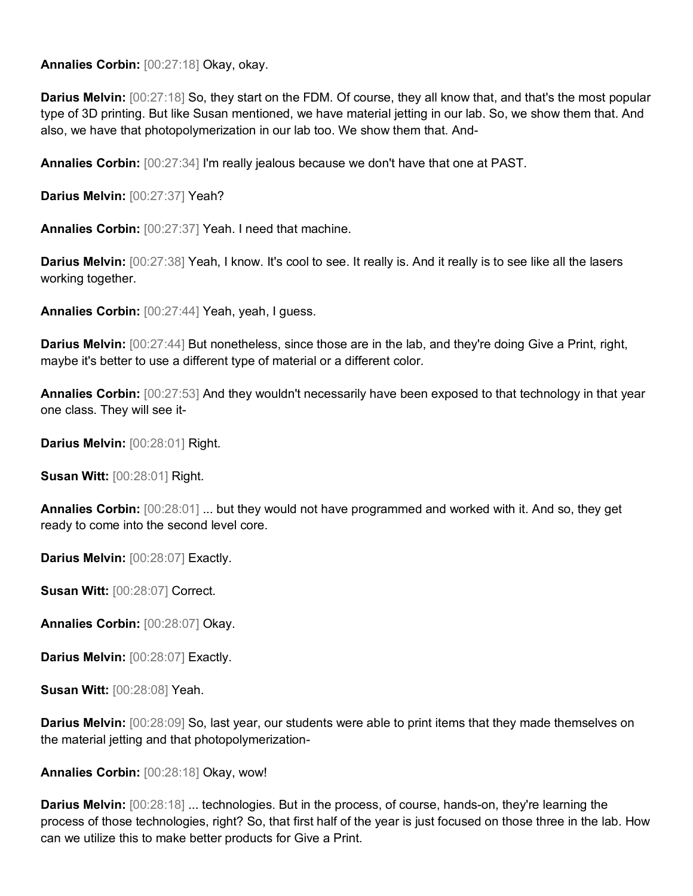**Annalies Corbin:** [00:27:18] Okay, okay.

**Darius Melvin:** [00:27:18] So, they start on the FDM. Of course, they all know that, and that's the most popular type of 3D printing. But like Susan mentioned, we have material jetting in our lab. So, we show them that. And also, we have that photopolymerization in our lab too. We show them that. And-

**Annalies Corbin:** [00:27:34] I'm really jealous because we don't have that one at PAST.

**Darius Melvin:** [00:27:37] Yeah?

**Annalies Corbin:** [00:27:37] Yeah. I need that machine.

**Darius Melvin:** [00:27:38] Yeah, I know. It's cool to see. It really is. And it really is to see like all the lasers working together.

**Annalies Corbin:** [00:27:44] Yeah, yeah, I guess.

**Darius Melvin:** [00:27:44] But nonetheless, since those are in the lab, and they're doing Give a Print, right, maybe it's better to use a different type of material or a different color.

**Annalies Corbin:** [00:27:53] And they wouldn't necessarily have been exposed to that technology in that year one class. They will see it-

**Darius Melvin:** [00:28:01] Right.

**Susan Witt:** [00:28:01] Right.

**Annalies Corbin:** [00:28:01] ... but they would not have programmed and worked with it. And so, they get ready to come into the second level core.

**Darius Melvin:** [00:28:07] Exactly.

**Susan Witt:** [00:28:07] Correct.

**Annalies Corbin:** [00:28:07] Okay.

**Darius Melvin:** [00:28:07] Exactly.

**Susan Witt:** [00:28:08] Yeah.

**Darius Melvin:** [00:28:09] So, last year, our students were able to print items that they made themselves on the material jetting and that photopolymerization-

**Annalies Corbin:** [00:28:18] Okay, wow!

**Darius Melvin:** [00:28:18] ... technologies. But in the process, of course, hands-on, they're learning the process of those technologies, right? So, that first half of the year is just focused on those three in the lab. How can we utilize this to make better products for Give a Print.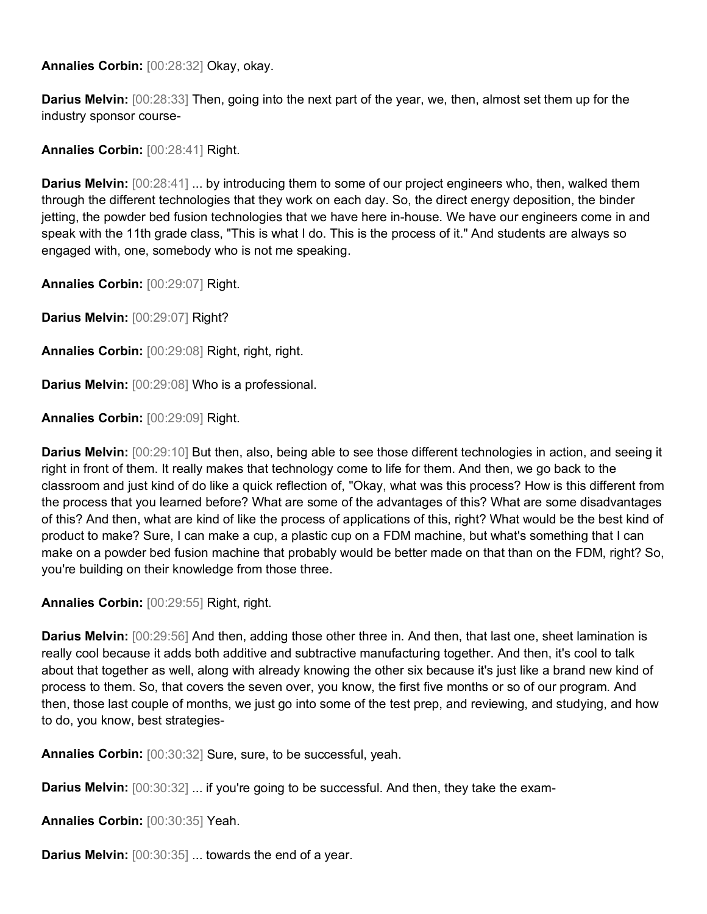**Annalies Corbin:** [00:28:32] Okay, okay.

**Darius Melvin:** [00:28:33] Then, going into the next part of the year, we, then, almost set them up for the industry sponsor course-

**Annalies Corbin:** [00:28:41] Right.

**Darius Melvin:** [00:28:41] ... by introducing them to some of our project engineers who, then, walked them through the different technologies that they work on each day. So, the direct energy deposition, the binder jetting, the powder bed fusion technologies that we have here in-house. We have our engineers come in and speak with the 11th grade class, "This is what I do. This is the process of it." And students are always so engaged with, one, somebody who is not me speaking.

**Annalies Corbin:** [00:29:07] Right.

**Darius Melvin:** [00:29:07] Right?

**Annalies Corbin:** [00:29:08] Right, right, right.

**Darius Melvin:** [00:29:08] Who is a professional.

**Annalies Corbin:** [00:29:09] Right.

**Darius Melvin:** [00:29:10] But then, also, being able to see those different technologies in action, and seeing it right in front of them. It really makes that technology come to life for them. And then, we go back to the classroom and just kind of do like a quick reflection of, "Okay, what was this process? How is this different from the process that you learned before? What are some of the advantages of this? What are some disadvantages of this? And then, what are kind of like the process of applications of this, right? What would be the best kind of product to make? Sure, I can make a cup, a plastic cup on a FDM machine, but what's something that I can make on a powder bed fusion machine that probably would be better made on that than on the FDM, right? So, you're building on their knowledge from those three.

**Annalies Corbin:** [00:29:55] Right, right.

**Darius Melvin:** [00:29:56] And then, adding those other three in. And then, that last one, sheet lamination is really cool because it adds both additive and subtractive manufacturing together. And then, it's cool to talk about that together as well, along with already knowing the other six because it's just like a brand new kind of process to them. So, that covers the seven over, you know, the first five months or so of our program. And then, those last couple of months, we just go into some of the test prep, and reviewing, and studying, and how to do, you know, best strategies-

**Annalies Corbin:** [00:30:32] Sure, sure, to be successful, yeah.

**Darius Melvin:** [00:30:32] ... if you're going to be successful. And then, they take the exam-

**Annalies Corbin:** [00:30:35] Yeah.

**Darius Melvin:** [00:30:35] ... towards the end of a year.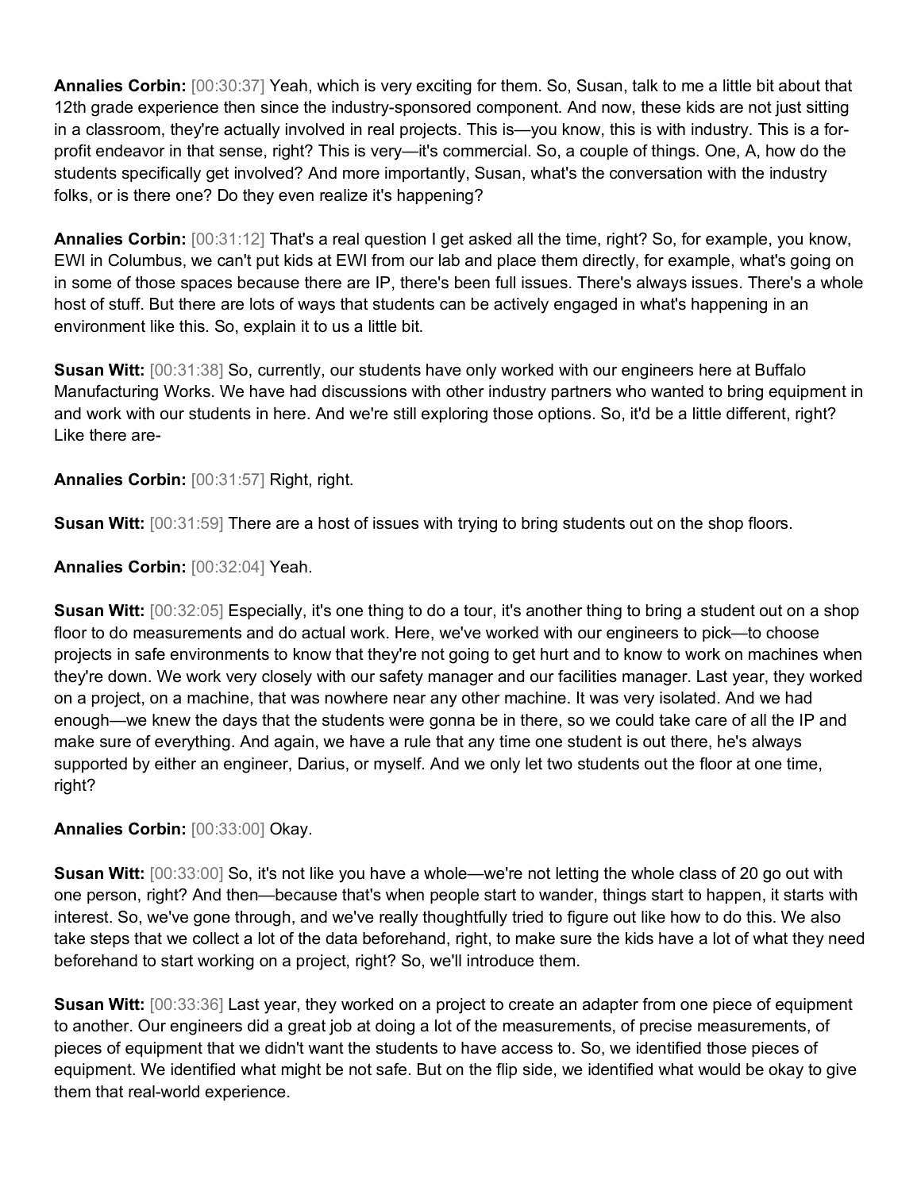**Annalies Corbin:** [00:30:37] Yeah, which is very exciting for them. So, Susan, talk to me a little bit about that 12th grade experience then since the industry-sponsored component. And now, these kids are not just sitting in a classroom, they're actually involved in real projects. This is—you know, this is with industry. This is a for-profit endeavor in that sense, right? This is very—it's commercial. So, a couple of things. One, A, how do the students specifically get involved? And more importantly, Susan, what's the conversation with the industry folks, or is there one? Do they even realize it's happening?

**Annalies Corbin:** [00:31:12] That's a real question I get asked all the time, right? So, for example, you know, EWI in Columbus, we can't put kids at EWI from our lab and place them directly, for example, what's going on in some of those spaces because there are IP, there's been full issues. There's always issues. There's a whole host of stuff. But there are lots of ways that students can be actively engaged in what's happening in an environment like this. So, explain it to us a little bit.

**Susan Witt:** [00:31:38] So, currently, our students have only worked with our engineers here at Buffalo Manufacturing Works. We have had discussions with other industry partners who wanted to bring equipment in and work with our students in here. And we're still exploring those options. So, it'd be a little different, right? Like there are-

**Annalies Corbin:** [00:31:57] Right, right.

**Susan Witt:** [00:31:59] There are a host of issues with trying to bring students out on the shop floors.

**Annalies Corbin:** [00:32:04] Yeah.

**Susan Witt:** [00:32:05] Especially, it's one thing to do a tour, it's another thing to bring a student out on a shop floor to do measurements and do actual work. Here, we've worked with our engineers to pick—to choose projects in safe environments to know that they're not going to get hurt and to know to work on machines when they're down. We work very closely with our safety manager and our facilities manager. Last year, they worked on a project, on a machine, that was nowhere near any other machine. It was very isolated. And we had enough—we knew the days that the students were gonna be in there, so we could take care of all the IP and make sure of everything. And again, we have a rule that any time one student is out there, he's always supported by either an engineer, Darius, or myself. And we only let two students out the floor at one time, right?

**Annalies Corbin:** [00:33:00] Okay.

**Susan Witt:** [00:33:00] So, it's not like you have a whole—we're not letting the whole class of 20 go out with one person, right? And then—because that's when people start to wander, things start to happen, it starts with interest. So, we've gone through, and we've really thoughtfully tried to figure out like how to do this. We also take steps that we collect a lot of the data beforehand, right, to make sure the kids have a lot of what they need beforehand to start working on a project, right? So, we'll introduce them.

**Susan Witt:** [00:33:36] Last year, they worked on a project to create an adapter from one piece of equipment to another. Our engineers did a great job at doing a lot of the measurements, of precise measurements, of pieces of equipment that we didn't want the students to have access to. So, we identified those pieces of equipment. We identified what might be not safe. But on the flip side, we identified what would be okay to give them that real-world experience.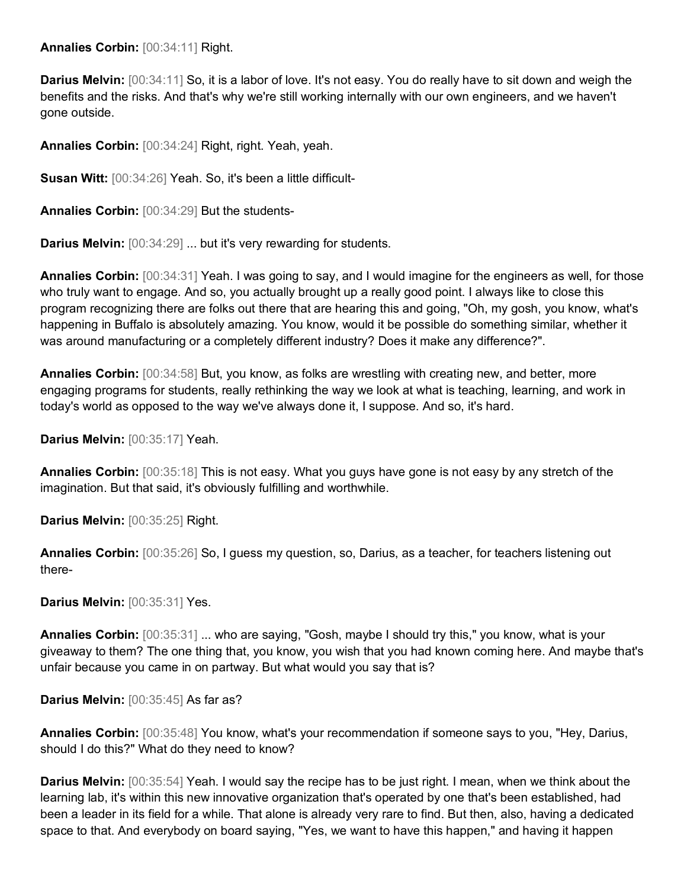**Annalies Corbin:** [00:34:11] Right.

**Darius Melvin:** [00:34:11] So, it is a labor of love. It's not easy. You do really have to sit down and weigh the benefits and the risks. And that's why we're still working internally with our own engineers, and we haven't gone outside.

**Annalies Corbin:** [00:34:24] Right, right. Yeah, yeah.

**Susan Witt:** [00:34:26] Yeah. So, it's been a little difficult-

**Annalies Corbin:** [00:34:29] But the students-

**Darius Melvin:** [00:34:29] ... but it's very rewarding for students.

**Annalies Corbin:** [00:34:31] Yeah. I was going to say, and I would imagine for the engineers as well, for those who truly want to engage. And so, you actually brought up a really good point. I always like to close this program recognizing there are folks out there that are hearing this and going, "Oh, my gosh, you know, what's happening in Buffalo is absolutely amazing. You know, would it be possible do something similar, whether it was around manufacturing or a completely different industry? Does it make any difference?".

**Annalies Corbin:** [00:34:58] But, you know, as folks are wrestling with creating new, and better, more engaging programs for students, really rethinking the way we look at what is teaching, learning, and work in today's world as opposed to the way we've always done it, I suppose. And so, it's hard.

**Darius Melvin:** [00:35:17] Yeah.

**Annalies Corbin:** [00:35:18] This is not easy. What you guys have gone is not easy by any stretch of the imagination. But that said, it's obviously fulfilling and worthwhile.

**Darius Melvin:** [00:35:25] Right.

**Annalies Corbin:** [00:35:26] So, I guess my question, so, Darius, as a teacher, for teachers listening out there-

**Darius Melvin:** [00:35:31] Yes.

**Annalies Corbin:** [00:35:31] ... who are saying, "Gosh, maybe I should try this," you know, what is your giveaway to them? The one thing that, you know, you wish that you had known coming here. And maybe that's unfair because you came in on partway. But what would you say that is?

**Darius Melvin:** [00:35:45] As far as?

**Annalies Corbin:** [00:35:48] You know, what's your recommendation if someone says to you, "Hey, Darius, should I do this?" What do they need to know?

**Darius Melvin:** [00:35:54] Yeah. I would say the recipe has to be just right. I mean, when we think about the learning lab, it's within this new innovative organization that's operated by one that's been established, had been a leader in its field for a while. That alone is already very rare to find. But then, also, having a dedicated space to that. And everybody on board saying, "Yes, we want to have this happen," and having it happen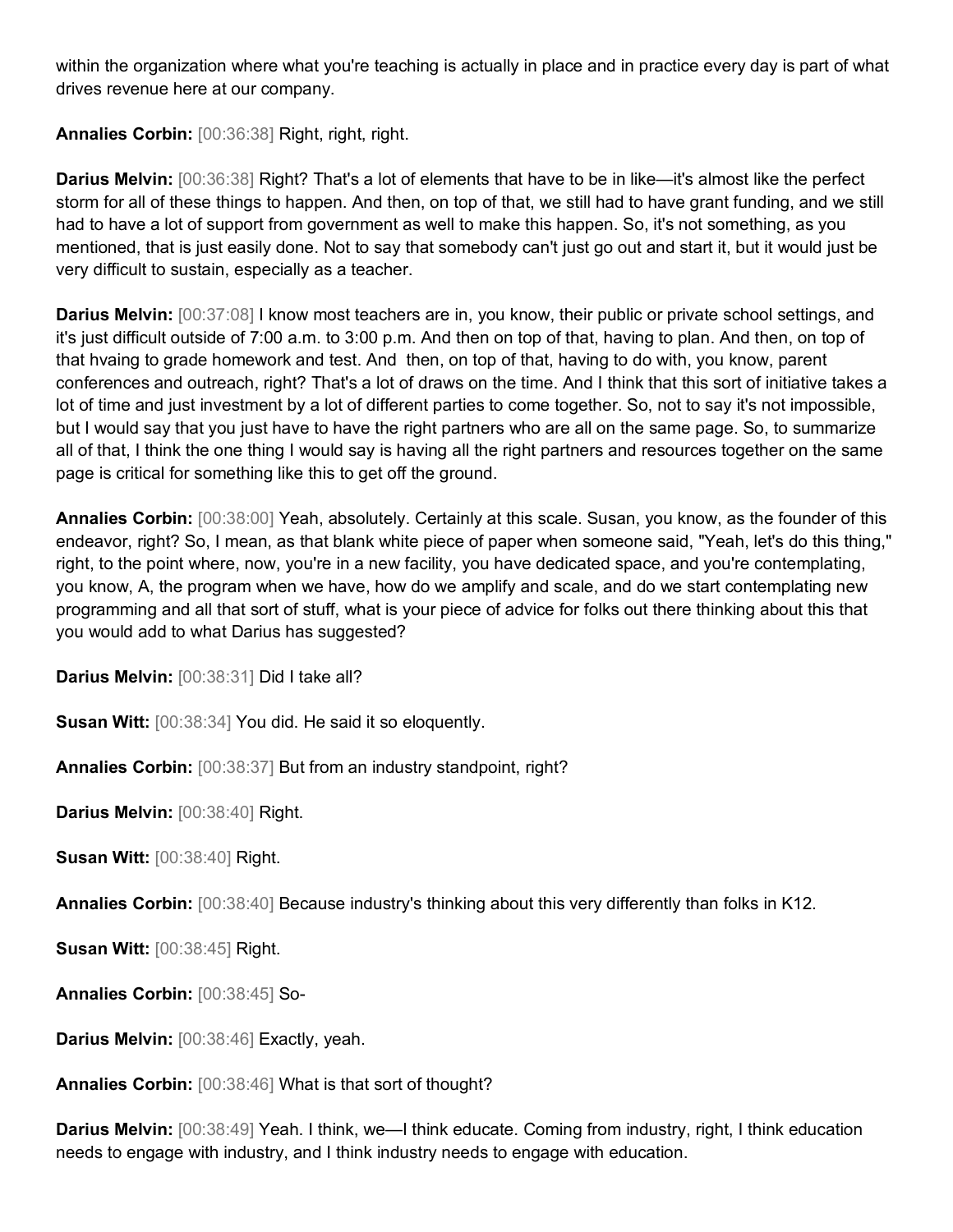within the organization where what you're teaching is actually in place and in practice every day is part of what drives revenue here at our company.

**Annalies Corbin:** [00:36:38] Right, right, right.

**Darius Melvin:** [00:36:38] Right? That's a lot of elements that have to be in like—it's almost like the perfect storm for all of these things to happen. And then, on top of that, we still had to have grant funding, and we still had to have a lot of support from government as well to make this happen. So, it's not something, as you mentioned, that is just easily done. Not to say that somebody can't just go out and start it, but it would just be very difficult to sustain, especially as a teacher.

**Darius Melvin:** [00:37:08] I know most teachers are in, you know, their public or private school settings, and it's just difficult outside of 7:00 a.m. to 3:00 p.m. And then on top of that, having to plan. And then, on top of that hvaing to grade homework and test. And then, on top of that, having to do with, you know, parent conferences and outreach, right? That's a lot of draws on the time. And I think that this sort of initiative takes a lot of time and just investment by a lot of different parties to come together. So, not to say it's not impossible, but I would say that you just have to have the right partners who are all on the same page. So, to summarize all of that, I think the one thing I would say is having all the right partners and resources together on the same page is critical for something like this to get off the ground.

**Annalies Corbin:** [00:38:00] Yeah, absolutely. Certainly at this scale. Susan, you know, as the founder of this endeavor, right? So, I mean, as that blank white piece of paper when someone said, "Yeah, let's do this thing," right, to the point where, now, you're in a new facility, you have dedicated space, and you're contemplating, you know, A, the program when we have, how do we amplify and scale, and do we start contemplating new programming and all that sort of stuff, what is your piece of advice for folks out there thinking about this that you would add to what Darius has suggested?

**Darius Melvin:** [00:38:31] Did I take all?

**Susan Witt:** [00:38:34] You did. He said it so eloquently.

**Annalies Corbin:** [00:38:37] But from an industry standpoint, right?

**Darius Melvin:** [00:38:40] Right.

**Susan Witt:** [00:38:40] Right.

**Annalies Corbin:** [00:38:40] Because industry's thinking about this very differently than folks in K12.

**Susan Witt:** [00:38:45] Right.

**Annalies Corbin:** [00:38:45] So-

**Darius Melvin:** [00:38:46] Exactly, yeah.

**Annalies Corbin:** [00:38:46] What is that sort of thought?

**Darius Melvin:** [00:38:49] Yeah. I think, we—I think educate. Coming from industry, right, I think education needs to engage with industry, and I think industry needs to engage with education.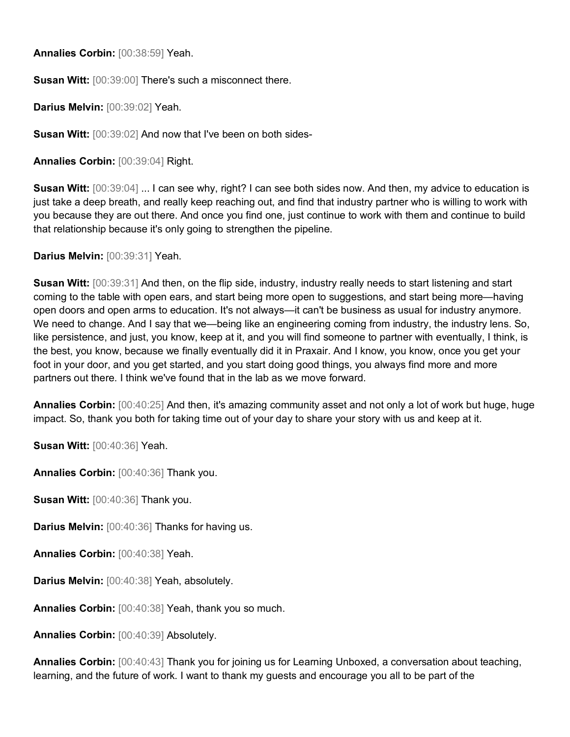**Annalies Corbin:** [00:38:59] Yeah.

**Susan Witt:** [00:39:00] There's such a misconnect there.

**Darius Melvin:** [00:39:02] Yeah.

**Susan Witt:** [00:39:02] And now that I've been on both sides-

**Annalies Corbin:** [00:39:04] Right.

**Susan Witt:** [00:39:04] ... I can see why, right? I can see both sides now. And then, my advice to education is just take a deep breath, and really keep reaching out, and find that industry partner who is willing to work with you because they are out there. And once you find one, just continue to work with them and continue to build that relationship because it's only going to strengthen the pipeline.

**Darius Melvin:** [00:39:31] Yeah.

**Susan Witt:** [00:39:31] And then, on the flip side, industry, industry really needs to start listening and start coming to the table with open ears, and start being more open to suggestions, and start being more—having open doors and open arms to education. It's not always—it can't be business as usual for industry anymore. We need to change. And I say that we—being like an engineering coming from industry, the industry lens. So, like persistence, and just, you know, keep at it, and you will find someone to partner with eventually, I think, is the best, you know, because we finally eventually did it in Praxair. And I know, you know, once you get your foot in your door, and you get started, and you start doing good things, you always find more and more partners out there. I think we've found that in the lab as we move forward.

**Annalies Corbin:** [00:40:25] And then, it's amazing community asset and not only a lot of work but huge, huge impact. So, thank you both for taking time out of your day to share your story with us and keep at it.

**Susan Witt:** [00:40:36] Yeah.

**Annalies Corbin:** [00:40:36] Thank you.

**Susan Witt:** [00:40:36] Thank you.

**Darius Melvin:** [00:40:36] Thanks for having us.

**Annalies Corbin:** [00:40:38] Yeah.

**Darius Melvin:** [00:40:38] Yeah, absolutely.

**Annalies Corbin:** [00:40:38] Yeah, thank you so much.

**Annalies Corbin:** [00:40:39] Absolutely.

**Annalies Corbin:** [00:40:43] Thank you for joining us for Learning Unboxed, a conversation about teaching, learning, and the future of work. I want to thank my guests and encourage you all to be part of the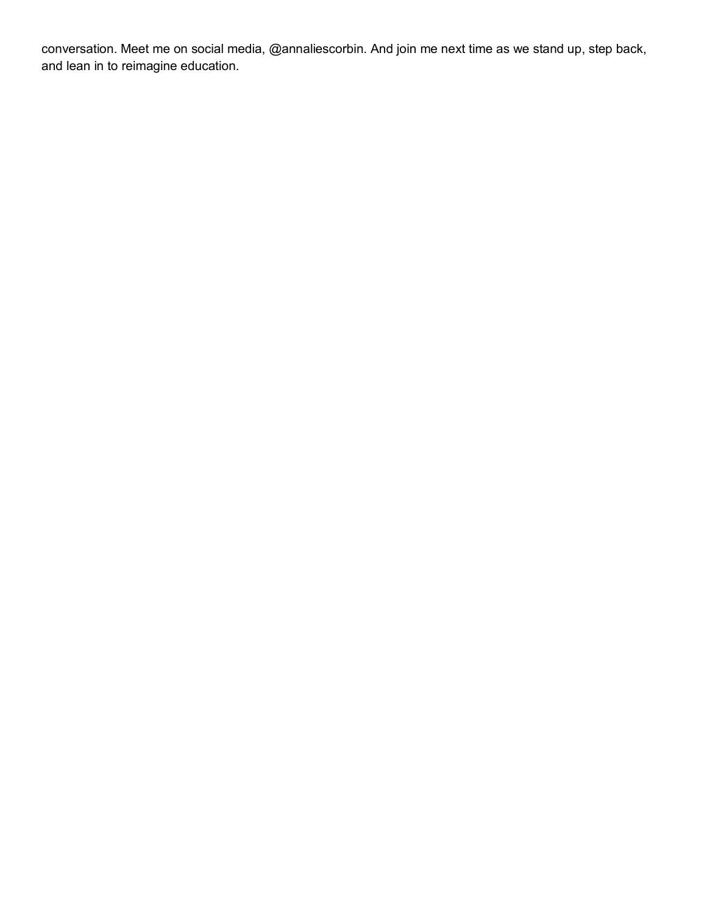conversation. Meet me on social media, @annaliescorbin. And join me next time as we stand up, step back, and lean in to reimagine education.